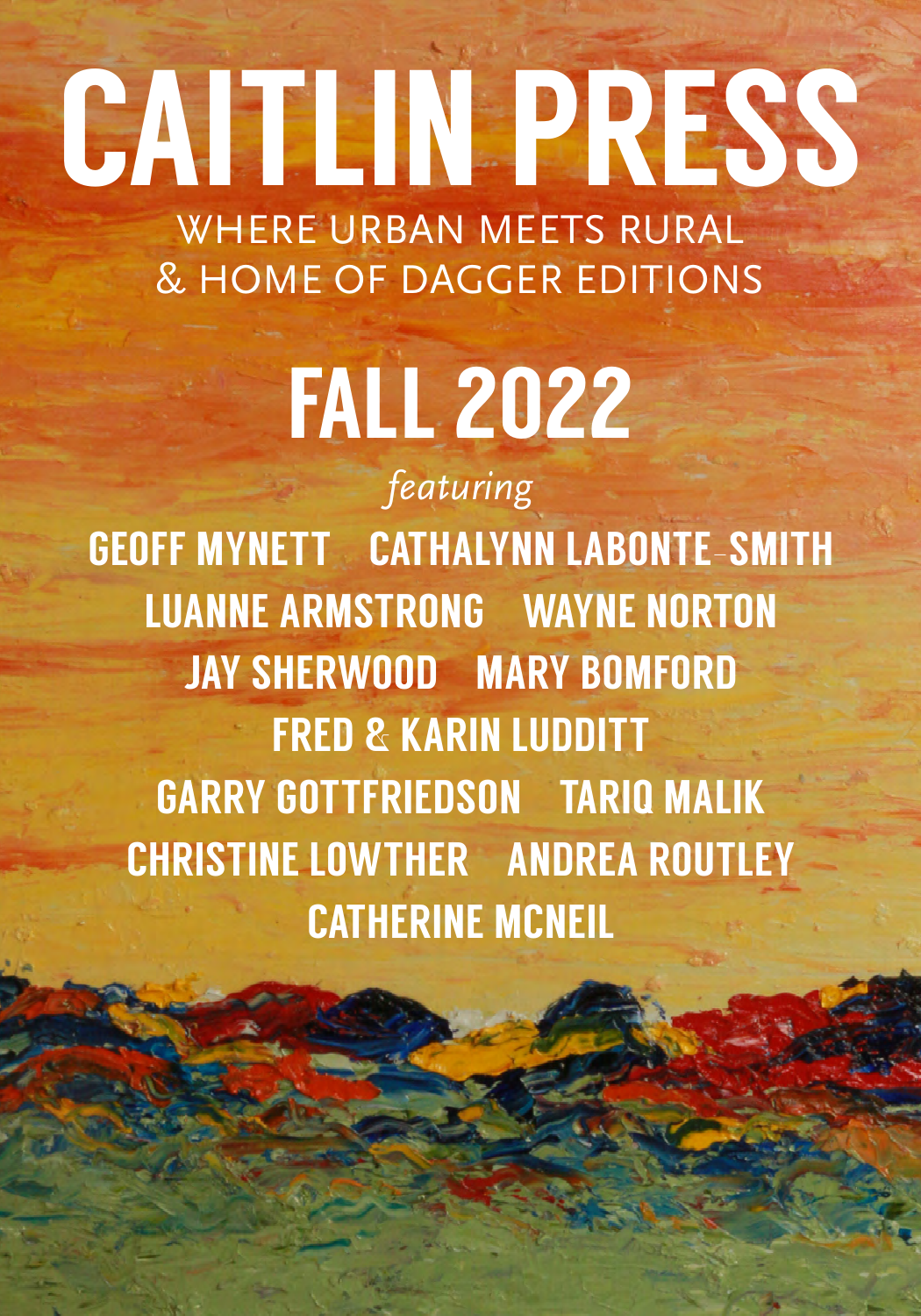# CAITLIN PRESS

WHERE URBAN MEETS RURAL
& HOME OF DAGGER EDITIONS

## FALL 2022

*featuring*

GEOFF MYNETT CATHALYNN LABONTE-SMITH
LUANNE ARMSTRONG WAYNE NORTON
JAY SHERWOOD MARY BOMFORD
FRED & KARIN LUDDITT
GARRY GOTTFRIEDSON TARIQ MALIK
CHRISTINE LOWTHER ANDREA ROUTLEY
CATHERINE MCNEIL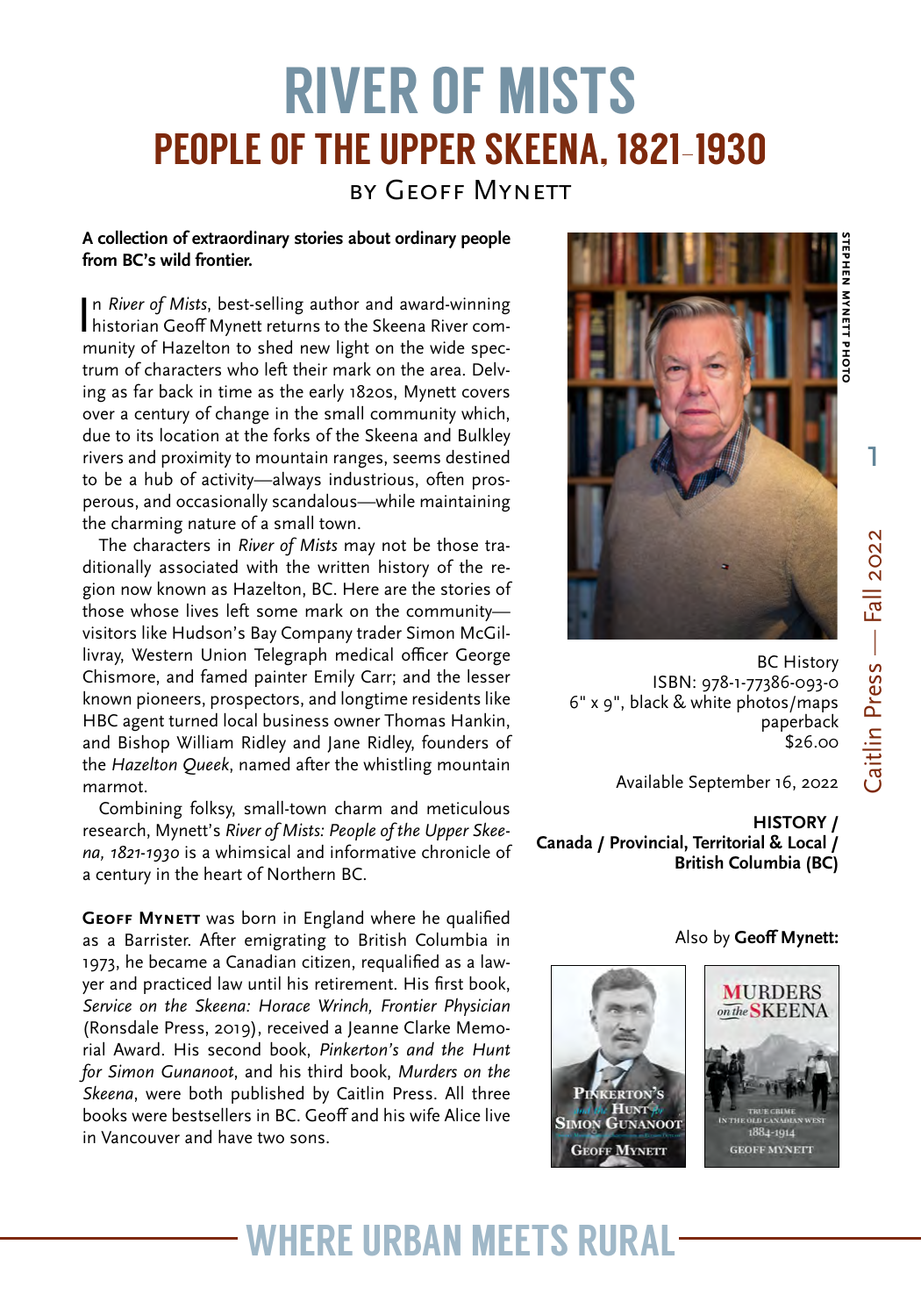# RIVER OF MISTS

## PEOPLE OF THE UPPER SKEENA, 1821–1930

### BY GEOFF MYNETT

**A collection of extraordinary stories about ordinary people from BC's wild frontier.**

In *River of Mists*, best-selling author and award-winning historian Geoff Mynett returns to the Skeena River community of Hazelton to shed new light on the wide spectrum of characters who left their mark on the area. Delving as far back in time as the early 1820s, Mynett covers over a century of change in the small community which, due to its location at the forks of the Skeena and Bulkley rivers and proximity to mountain ranges, seems destined to be a hub of activity—always industrious, often prosperous, and occasionally scandalous—while maintaining the charming nature of a small town.

The characters in *River of Mists* may not be those traditionally associated with the written history of the region now known as Hazelton, BC. Here are the stories of those whose lives left some mark on the community—visitors like Hudson's Bay Company trader Simon McGillivray, Western Union Telegraph medical officer George Chismore, and famed painter Emily Carr; and the lesser known pioneers, prospectors, and longtime residents like HBC agent turned local business owner Thomas Hankin, and Bishop William Ridley and Jane Ridley, founders of the *Hazelton Queek*, named after the whistling mountain marmot.

Combining folksy, small-town charm and meticulous research, Mynett's *River of Mists: People of the Upper Skeena, 1821-1930* is a whimsical and informative chronicle of a century in the heart of Northern BC.

**GEOFF MYNETT** was born in England where he qualified as a Barrister. After emigrating to British Columbia in 1973, he became a Canadian citizen, requalified as a lawyer and practiced law until his retirement. His first book, *Service on the Skeena: Horace Wrinch, Frontier Physician* (Ronsdale Press, 2019), received a Jeanne Clarke Memorial Award. His second book, *Pinkerton's and the Hunt for Simon Gunanoot*, and his third book, *Murders on the Skeena*, were both published by Caitlin Press. All three books were bestsellers in BC. Geoff and his wife Alice live in Vancouver and have two sons.

STEPHEN MYNETT PHOTO

BC History
ISBN: 978-1-77386-093-0
6" x 9", black & white photos/maps
paperback
$26.00

Available September 16, 2022

**HISTORY / Canada / Provincial, Territorial & Local / British Columbia (BC)**

Also by **Geoff Mynett:**

PINKERTON'S and the HUNT for SIMON GUNANOOT — GEOFF MYNETT

MURDERS on the SKEENA — TRUE CRIME IN THE OLD CANADIAN WEST 1884-1914 — GEOFF MYNETT

## WHERE URBAN MEETS RURAL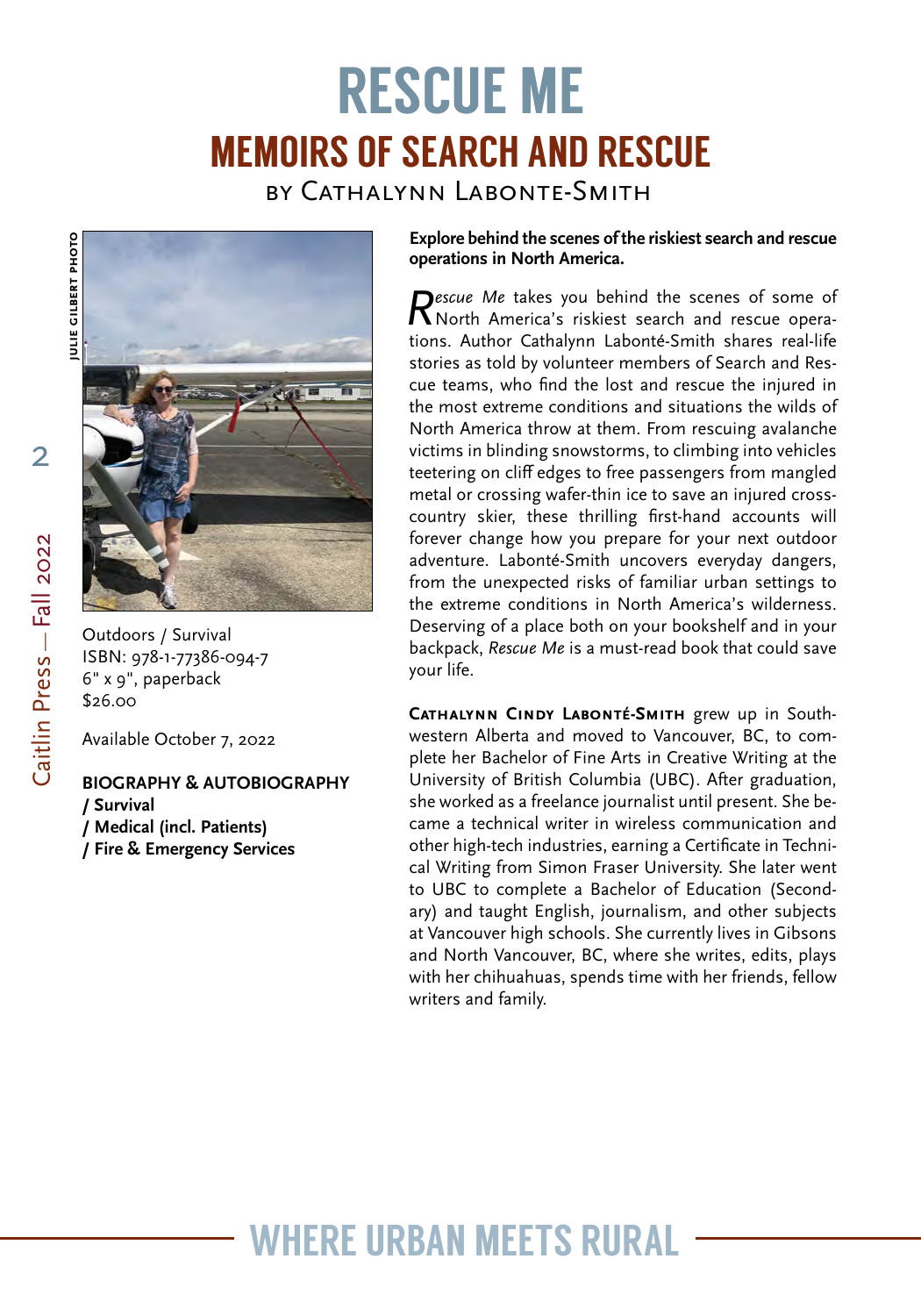# RESCUE ME

## MEMOIRS OF SEARCH AND RESCUE

by Cathalynn Labonte-Smith

JULIE GILBERT PHOTO

Outdoors / Survival
ISBN: 978-1-77386-094-7
6" x 9", paperback
$26.00

Available October 7, 2022

**BIOGRAPHY & AUTOBIOGRAPHY**
**/ Survival**
**/ Medical (incl. Patients)**
**/ Fire & Emergency Services**

**Explore behind the scenes of the riskiest search and rescue operations in North America.**

*Rescue Me* takes you behind the scenes of some of North America's riskiest search and rescue operations. Author Cathalynn Labonté-Smith shares real-life stories as told by volunteer members of Search and Rescue teams, who find the lost and rescue the injured in the most extreme conditions and situations the wilds of North America throw at them. From rescuing avalanche victims in blinding snowstorms, to climbing into vehicles teetering on cliff edges to free passengers from mangled metal or crossing wafer-thin ice to save an injured cross-country skier, these thrilling first-hand accounts will forever change how you prepare for your next outdoor adventure. Labonté-Smith uncovers everyday dangers, from the unexpected risks of familiar urban settings to the extreme conditions in North America's wilderness. Deserving of a place both on your bookshelf and in your backpack, *Rescue Me* is a must-read book that could save your life.

**Cathalynn Cindy Labonté-Smith** grew up in Southwestern Alberta and moved to Vancouver, BC, to complete her Bachelor of Fine Arts in Creative Writing at the University of British Columbia (UBC). After graduation, she worked as a freelance journalist until present. She became a technical writer in wireless communication and other high-tech industries, earning a Certificate in Technical Writing from Simon Fraser University. She later went to UBC to complete a Bachelor of Education (Secondary) and taught English, journalism, and other subjects at Vancouver high schools. She currently lives in Gibsons and North Vancouver, BC, where she writes, edits, plays with her chihuahuas, spends time with her friends, fellow writers and family.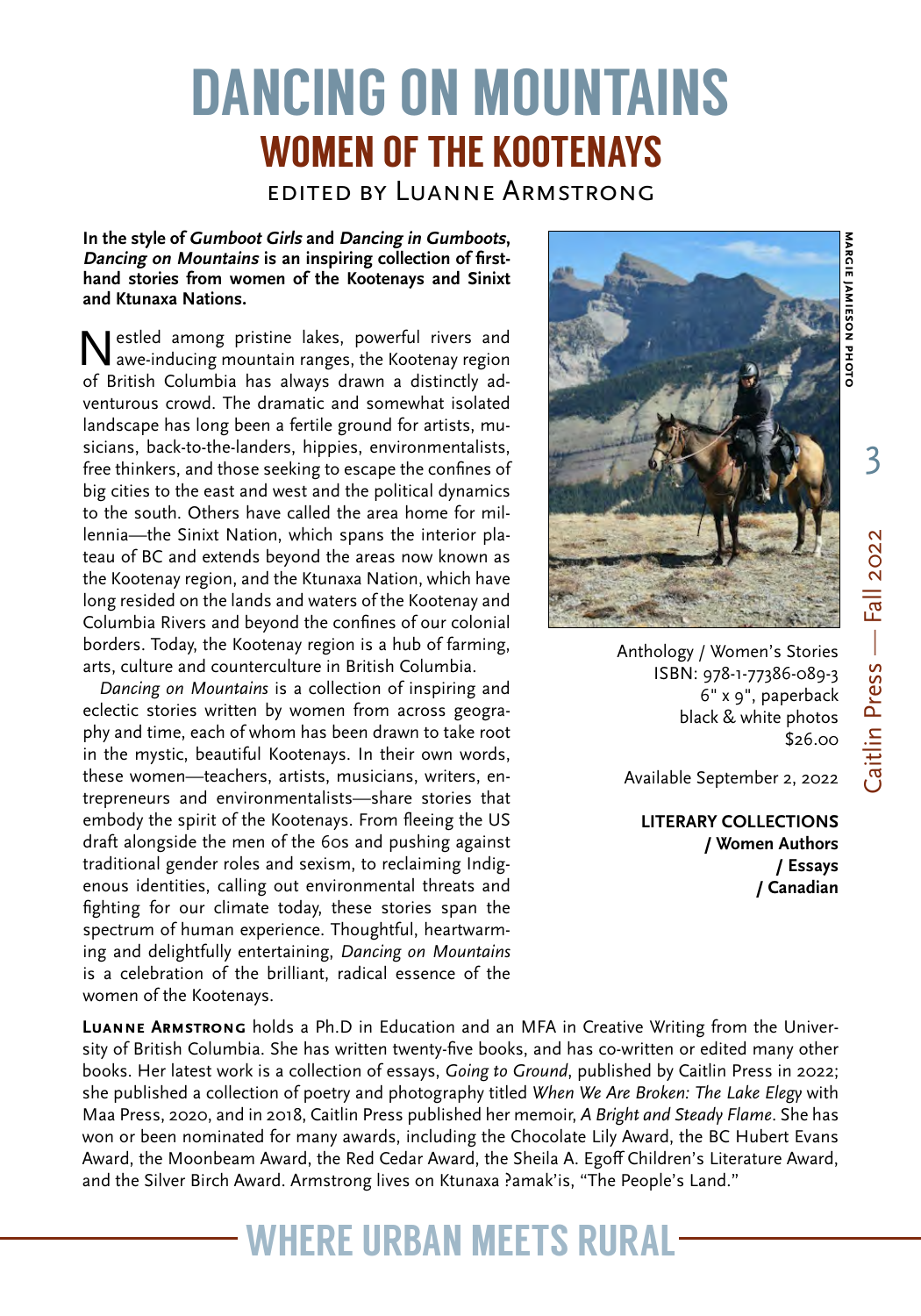# DANCING ON MOUNTAINS

## WOMEN OF THE KOOTENAYS

EDITED BY LUANNE ARMSTRONG

**In the style of *Gumboot Girls* and *Dancing in Gumboots*, *Dancing on Mountains* is an inspiring collection of first-hand stories from women of the Kootenays and Sinixt and Ktunaxa Nations.**

Nestled among pristine lakes, powerful rivers and awe-inducing mountain ranges, the Kootenay region of British Columbia has always drawn a distinctly adventurous crowd. The dramatic and somewhat isolated landscape has long been a fertile ground for artists, musicians, back-to-the-landers, hippies, environmentalists, free thinkers, and those seeking to escape the confines of big cities to the east and west and the political dynamics to the south. Others have called the area home for millennia—the Sinixt Nation, which spans the interior plateau of BC and extends beyond the areas now known as the Kootenay region, and the Ktunaxa Nation, which have long resided on the lands and waters of the Kootenay and Columbia Rivers and beyond the confines of our colonial borders. Today, the Kootenay region is a hub of farming, arts, culture and counterculture in British Columbia.

*Dancing on Mountains* is a collection of inspiring and eclectic stories written by women from across geography and time, each of whom has been drawn to take root in the mystic, beautiful Kootenays. In their own words, these women—teachers, artists, musicians, writers, entrepreneurs and environmentalists—share stories that embody the spirit of the Kootenays. From fleeing the US draft alongside the men of the 60s and pushing against traditional gender roles and sexism, to reclaiming Indigenous identities, calling out environmental threats and fighting for our climate today, these stories span the spectrum of human experience. Thoughtful, heartwarming and delightfully entertaining, *Dancing on Mountains* is a celebration of the brilliant, radical essence of the women of the Kootenays.

MARGIE JAMIESON PHOTO

Anthology / Women's Stories
ISBN: 978-1-77386-089-3
6" x 9", paperback
black & white photos
$26.00

Available September 2, 2022

**LITERARY COLLECTIONS / Women Authors / Essays / Canadian**

**LUANNE ARMSTRONG** holds a Ph.D in Education and an MFA in Creative Writing from the University of British Columbia. She has written twenty-five books, and has co-written or edited many other books. Her latest work is a collection of essays, *Going to Ground*, published by Caitlin Press in 2022; she published a collection of poetry and photography titled *When We Are Broken: The Lake Elegy* with Maa Press, 2020, and in 2018, Caitlin Press published her memoir, *A Bright and Steady Flame*. She has won or been nominated for many awards, including the Chocolate Lily Award, the BC Hubert Evans Award, the Moonbeam Award, the Red Cedar Award, the Sheila A. Egoff Children's Literature Award, and the Silver Birch Award. Armstrong lives on Ktunaxa ʔamak'is, "The People's Land."

## WHERE URBAN MEETS RURAL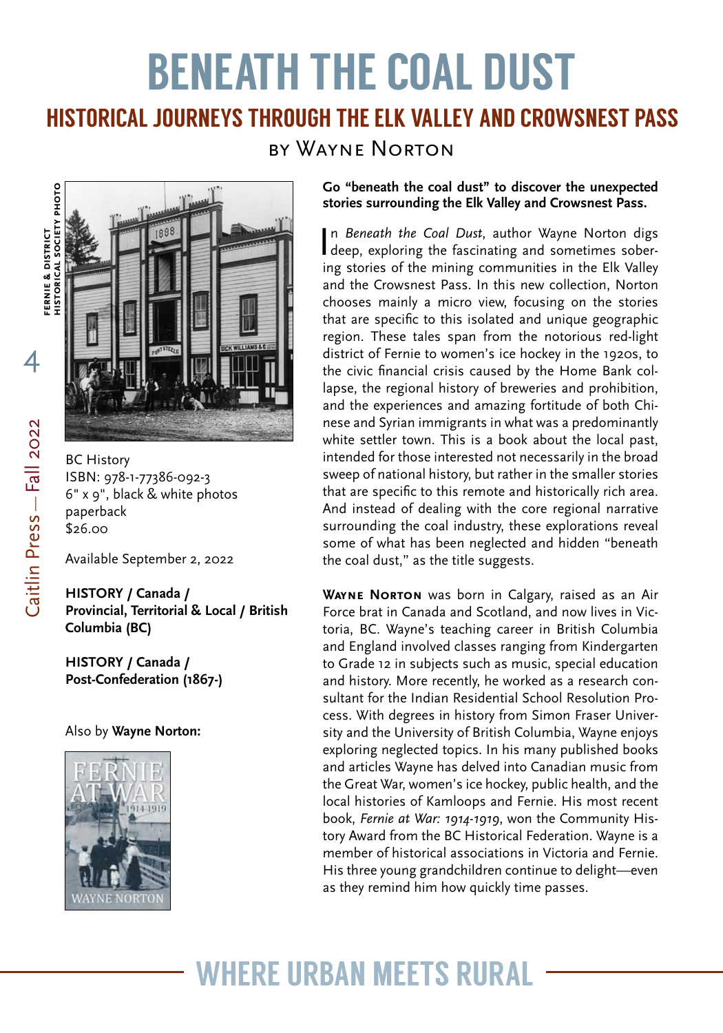# BENEATH THE COAL DUST

## HISTORICAL JOURNEYS THROUGH THE ELK VALLEY AND CROWSNEST PASS

BY WAYNE NORTON

FERNIE & DISTRICT HISTORICAL SOCIETY PHOTO

BC History
ISBN: 978-1-77386-092-3
6" x 9", black & white photos
paperback
$26.00

Available September 2, 2022

**HISTORY / Canada / Provincial, Territorial & Local / British Columbia (BC)**

**HISTORY / Canada / Post-Confederation (1867-)**

Also by **Wayne Norton:**

FERNIE AT WAR 1914-1919
WAYNE NORTON

**Go "beneath the coal dust" to discover the unexpected stories surrounding the Elk Valley and Crowsnest Pass.**

In *Beneath the Coal Dust*, author Wayne Norton digs deep, exploring the fascinating and sometimes sobering stories of the mining communities in the Elk Valley and the Crowsnest Pass. In this new collection, Norton chooses mainly a micro view, focusing on the stories that are specific to this isolated and unique geographic region. These tales span from the notorious red-light district of Fernie to women's ice hockey in the 1920s, to the civic financial crisis caused by the Home Bank collapse, the regional history of breweries and prohibition, and the experiences and amazing fortitude of both Chinese and Syrian immigrants in what was a predominantly white settler town. This is a book about the local past, intended for those interested not necessarily in the broad sweep of national history, but rather in the smaller stories that are specific to this remote and historically rich area. And instead of dealing with the core regional narrative surrounding the coal industry, these explorations reveal some of what has been neglected and hidden "beneath the coal dust," as the title suggests.

**Wayne Norton** was born in Calgary, raised as an Air Force brat in Canada and Scotland, and now lives in Victoria, BC. Wayne's teaching career in British Columbia and England involved classes ranging from Kindergarten to Grade 12 in subjects such as music, special education and history. More recently, he worked as a research consultant for the Indian Residential School Resolution Process. With degrees in history from Simon Fraser University and the University of British Columbia, Wayne enjoys exploring neglected topics. In his many published books and articles Wayne has delved into Canadian music from the Great War, women's ice hockey, public health, and the local histories of Kamloops and Fernie. His most recent book, *Fernie at War: 1914-1919*, won the Community History Award from the BC Historical Federation. Wayne is a member of historical associations in Victoria and Fernie. His three young grandchildren continue to delight—even as they remind him how quickly time passes.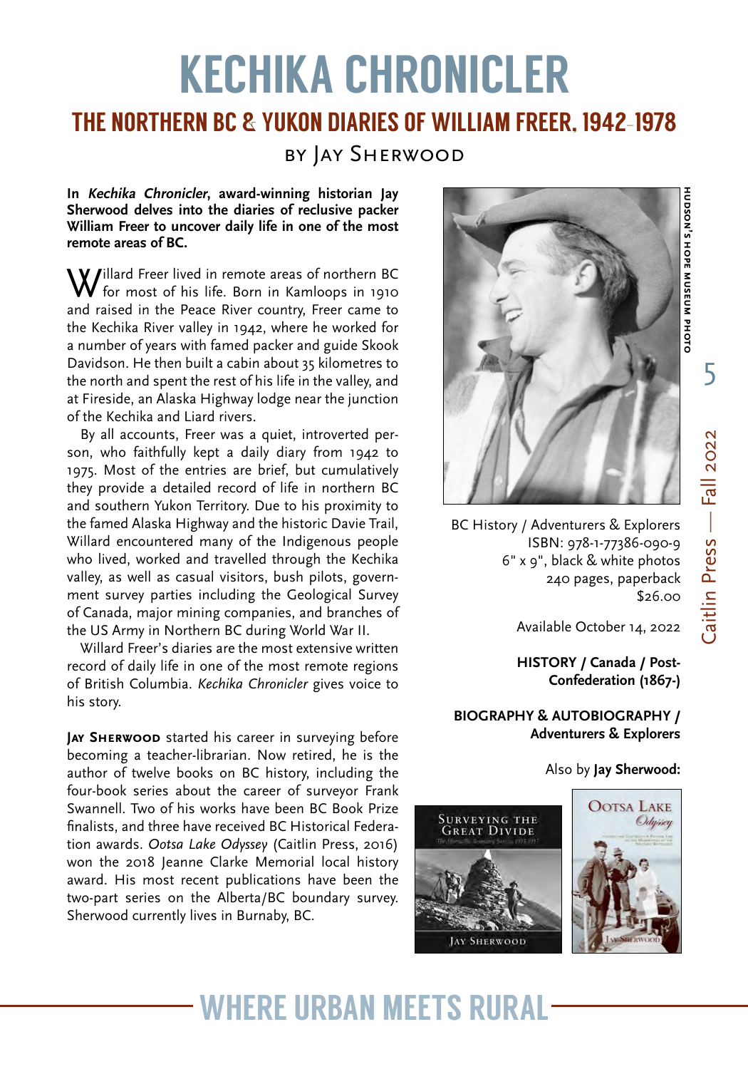# KECHIKA CHRONICLER

## THE NORTHERN BC & YUKON DIARIES OF WILLIAM FREER, 1942–1978

### BY JAY SHERWOOD

**In *Kechika Chronicler*, award-winning historian Jay Sherwood delves into the diaries of reclusive packer William Freer to uncover daily life in one of the most remote areas of BC.**

Willard Freer lived in remote areas of northern BC for most of his life. Born in Kamloops in 1910 and raised in the Peace River country, Freer came to the Kechika River valley in 1942, where he worked for a number of years with famed packer and guide Skook Davidson. He then built a cabin about 35 kilometres to the north and spent the rest of his life in the valley, and at Fireside, an Alaska Highway lodge near the junction of the Kechika and Liard rivers.

By all accounts, Freer was a quiet, introverted person, who faithfully kept a daily diary from 1942 to 1975. Most of the entries are brief, but cumulatively they provide a detailed record of life in northern BC and southern Yukon Territory. Due to his proximity to the famed Alaska Highway and the historic Davie Trail, Willard encountered many of the Indigenous people who lived, worked and travelled through the Kechika valley, as well as casual visitors, bush pilots, government survey parties including the Geological Survey of Canada, major mining companies, and branches of the US Army in Northern BC during World War II.

Willard Freer's diaries are the most extensive written record of daily life in one of the most remote regions of British Columbia. *Kechika Chronicler* gives voice to his story.

**Jay Sherwood** started his career in surveying before becoming a teacher-librarian. Now retired, he is the author of twelve books on BC history, including the four-book series about the career of surveyor Frank Swannell. Two of his works have been BC Book Prize finalists, and three have received BC Historical Federation awards. *Ootsa Lake Odyssey* (Caitlin Press, 2016) won the 2018 Jeanne Clarke Memorial local history award. His most recent publications have been the two-part series on the Alberta/BC boundary survey. Sherwood currently lives in Burnaby, BC.

HUDSON'S HOPE MUSEUM PHOTO

BC History / Adventurers & Explorers
ISBN: 978-1-77386-090-9
6" x 9", black & white photos
240 pages, paperback
$26.00

Available October 14, 2022

**HISTORY / Canada / Post-Confederation (1867-)**

**BIOGRAPHY & AUTOBIOGRAPHY / Adventurers & Explorers**

Also by **Jay Sherwood:**

*Surveying the Great Divide* — Jay Sherwood

*Ootsa Lake Odyssey* — Jay Sherwood

WHERE URBAN MEETS RURAL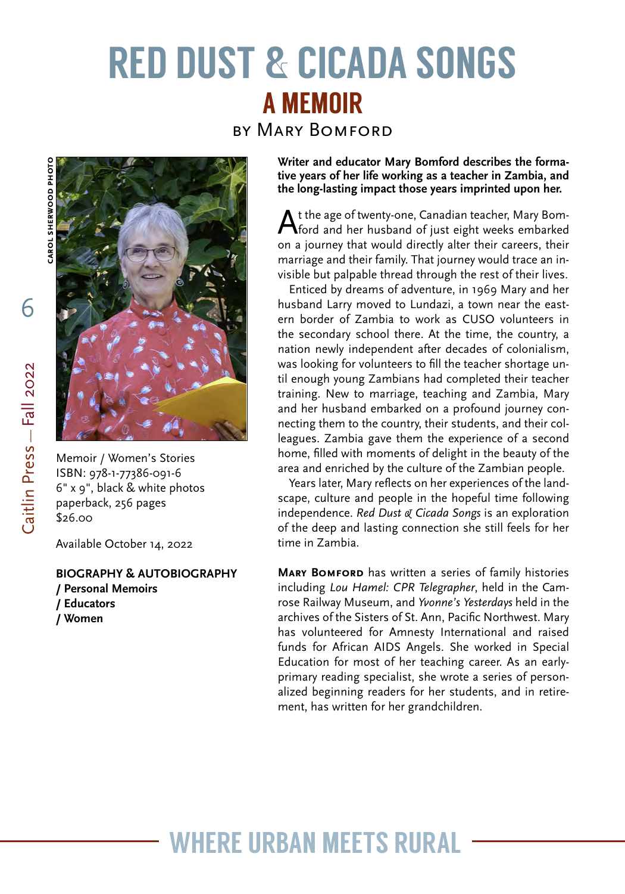# RED DUST & CICADA SONGS

## A MEMOIR

BY MARY BOMFORD

CAROL SHERWOOD PHOTO

Memoir / Women's Stories
ISBN: 978-1-77386-091-6
6" x 9", black & white photos
paperback, 256 pages
$26.00

Available October 14, 2022

**BIOGRAPHY & AUTOBIOGRAPHY**
**/ Personal Memoirs**
**/ Educators**
**/ Women**

**Writer and educator Mary Bomford describes the formative years of her life working as a teacher in Zambia, and the long-lasting impact those years imprinted upon her.**

At the age of twenty-one, Canadian teacher, Mary Bomford and her husband of just eight weeks embarked on a journey that would directly alter their careers, their marriage and their family. That journey would trace an invisible but palpable thread through the rest of their lives.

Enticed by dreams of adventure, in 1969 Mary and her husband Larry moved to Lundazi, a town near the eastern border of Zambia to work as CUSO volunteers in the secondary school there. At the time, the country, a nation newly independent after decades of colonialism, was looking for volunteers to fill the teacher shortage until enough young Zambians had completed their teacher training. New to marriage, teaching and Zambia, Mary and her husband embarked on a profound journey connecting them to the country, their students, and their colleagues. Zambia gave them the experience of a second home, filled with moments of delight in the beauty of the area and enriched by the culture of the Zambian people.

Years later, Mary reflects on her experiences of the landscape, culture and people in the hopeful time following independence. *Red Dust & Cicada Songs* is an exploration of the deep and lasting connection she still feels for her time in Zambia.

**Mary Bomford** has written a series of family histories including *Lou Hamel: CPR Telegrapher*, held in the Camrose Railway Museum, and *Yvonne's Yesterdays* held in the archives of the Sisters of St. Ann, Pacific Northwest. Mary has volunteered for Amnesty International and raised funds for African AIDS Angels. She worked in Special Education for most of her teaching career. As an early-primary reading specialist, she wrote a series of personalized beginning readers for her students, and in retirement, has written for her grandchildren.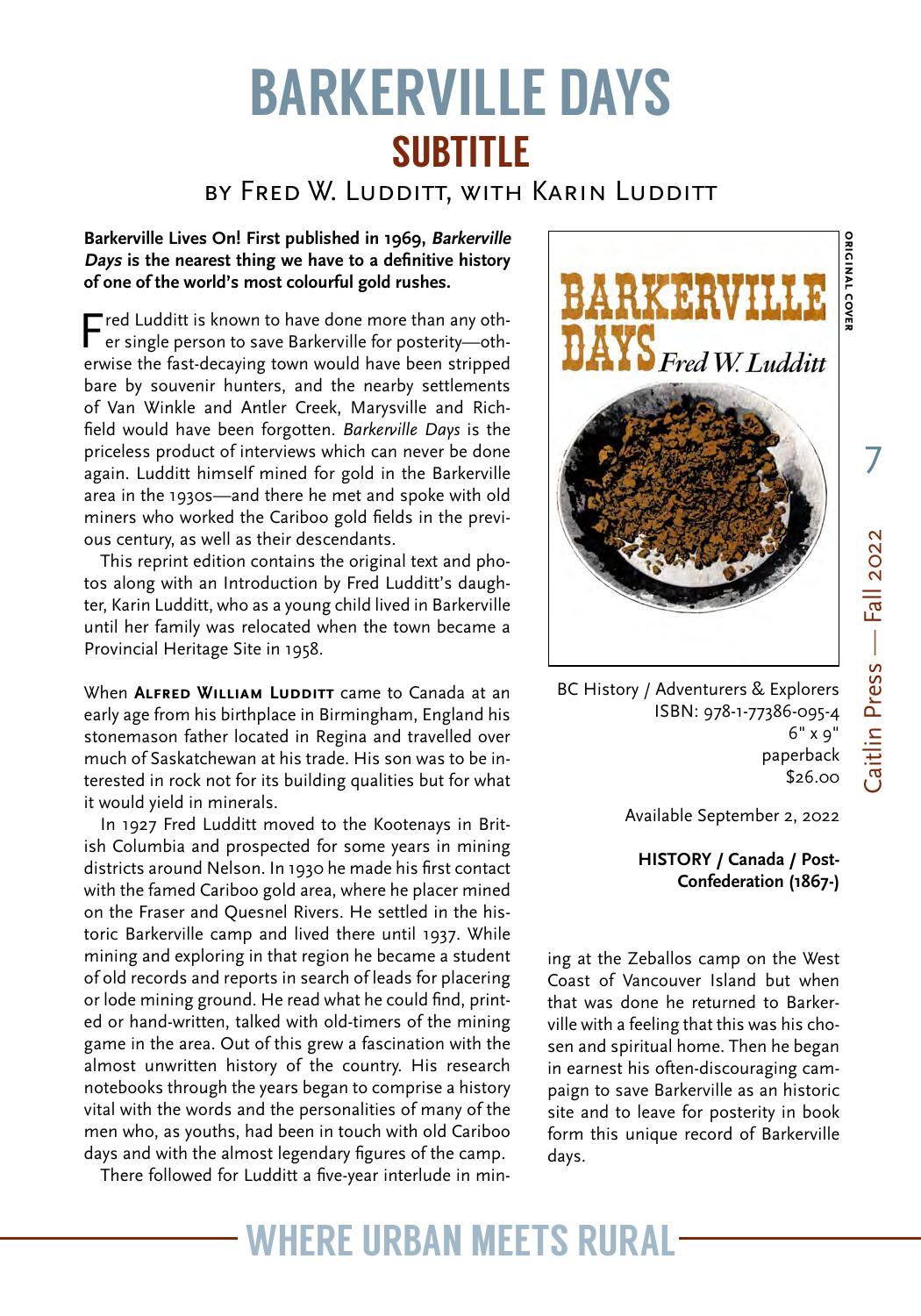# BARKERVILLE DAYS

## SUBTITLE

### by Fred W. Ludditt, with Karin Ludditt

**Barkerville Lives On! First published in 1969, *Barkerville Days* is the nearest thing we have to a definitive history of one of the world's most colourful gold rushes.**

Fred Ludditt is known to have done more than any other single person to save Barkerville for posterity—otherwise the fast-decaying town would have been stripped bare by souvenir hunters, and the nearby settlements of Van Winkle and Antler Creek, Marysville and Richfield would have been forgotten. *Barkerville Days* is the priceless product of interviews which can never be done again. Ludditt himself mined for gold in the Barkerville area in the 1930s—and there he met and spoke with old miners who worked the Cariboo gold fields in the previous century, as well as their descendants.

This reprint edition contains the original text and photos along with an Introduction by Fred Ludditt's daughter, Karin Ludditt, who as a young child lived in Barkerville until her family was relocated when the town became a Provincial Heritage Site in 1958.

When **Alfred William Ludditt** came to Canada at an early age from his birthplace in Birmingham, England his stonemason father located in Regina and travelled over much of Saskatchewan at his trade. His son was to be interested in rock not for its building qualities but for what it would yield in minerals.

In 1927 Fred Ludditt moved to the Kootenays in British Columbia and prospected for some years in mining districts around Nelson. In 1930 he made his first contact with the famed Cariboo gold area, where he placer mined on the Fraser and Quesnel Rivers. He settled in the historic Barkerville camp and lived there until 1937. While mining and exploring in that region he became a student of old records and reports in search of leads for placering or lode mining ground. He read what he could find, printed or hand-written, talked with old-timers of the mining game in the area. Out of this grew a fascination with the almost unwritten history of the country. His research notebooks through the years began to comprise a history vital with the words and the personalities of many of the men who, as youths, had been in touch with old Cariboo days and with the almost legendary figures of the camp.

There followed for Ludditt a five-year interlude in mining at the Zeballos camp on the West Coast of Vancouver Island but when that was done he returned to Barkerville with a feeling that this was his chosen and spiritual home. Then he began in earnest his often-discouraging campaign to save Barkerville as an historic site and to leave for posterity in book form this unique record of Barkerville days.

ORIGINAL COVER

BC History / Adventurers & Explorers
ISBN: 978-1-77386-095-4
6" x 9"
paperback
$26.00

Available September 2, 2022

**HISTORY / Canada / Post-Confederation (1867-)**

WHERE URBAN MEETS RURAL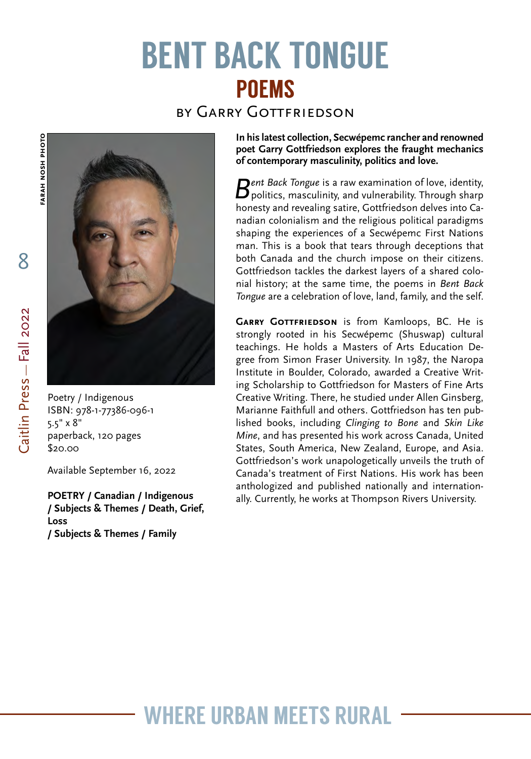# BENT BACK TONGUE

## POEMS

### BY GARRY GOTTFRIEDSON

FARAH NOSH PHOTO

Poetry / Indigenous
ISBN: 978-1-77386-096-1
5.5" x 8"
paperback, 120 pages
$20.00

Available September 16, 2022

**POETRY / Canadian / Indigenous / Subjects & Themes / Death, Grief, Loss / Subjects & Themes / Family**

**In his latest collection, Secwépemc rancher and renowned poet Garry Gottfriedson explores the fraught mechanics of contemporary masculinity, politics and love.**

*Bent Back Tongue* is a raw examination of love, identity, politics, masculinity, and vulnerability. Through sharp honesty and revealing satire, Gottfriedson delves into Canadian colonialism and the religious political paradigms shaping the experiences of a Secwépemc First Nations man. This is a book that tears through deceptions that both Canada and the church impose on their citizens. Gottfriedson tackles the darkest layers of a shared colonial history; at the same time, the poems in *Bent Back Tongue* are a celebration of love, land, family, and the self.

**GARRY GOTTFRIEDSON** is from Kamloops, BC. He is strongly rooted in his Secwépemc (Shuswap) cultural teachings. He holds a Masters of Arts Education Degree from Simon Fraser University. In 1987, the Naropa Institute in Boulder, Colorado, awarded a Creative Writing Scholarship to Gottfriedson for Masters of Fine Arts Creative Writing. There, he studied under Allen Ginsberg, Marianne Faithfull and others. Gottfriedson has ten published books, including *Clinging to Bone* and *Skin Like Mine*, and has presented his work across Canada, United States, South America, New Zealand, Europe, and Asia. Gottfriedson's work unapologetically unveils the truth of Canada's treatment of First Nations. His work has been anthologized and published nationally and internationally. Currently, he works at Thompson Rivers University.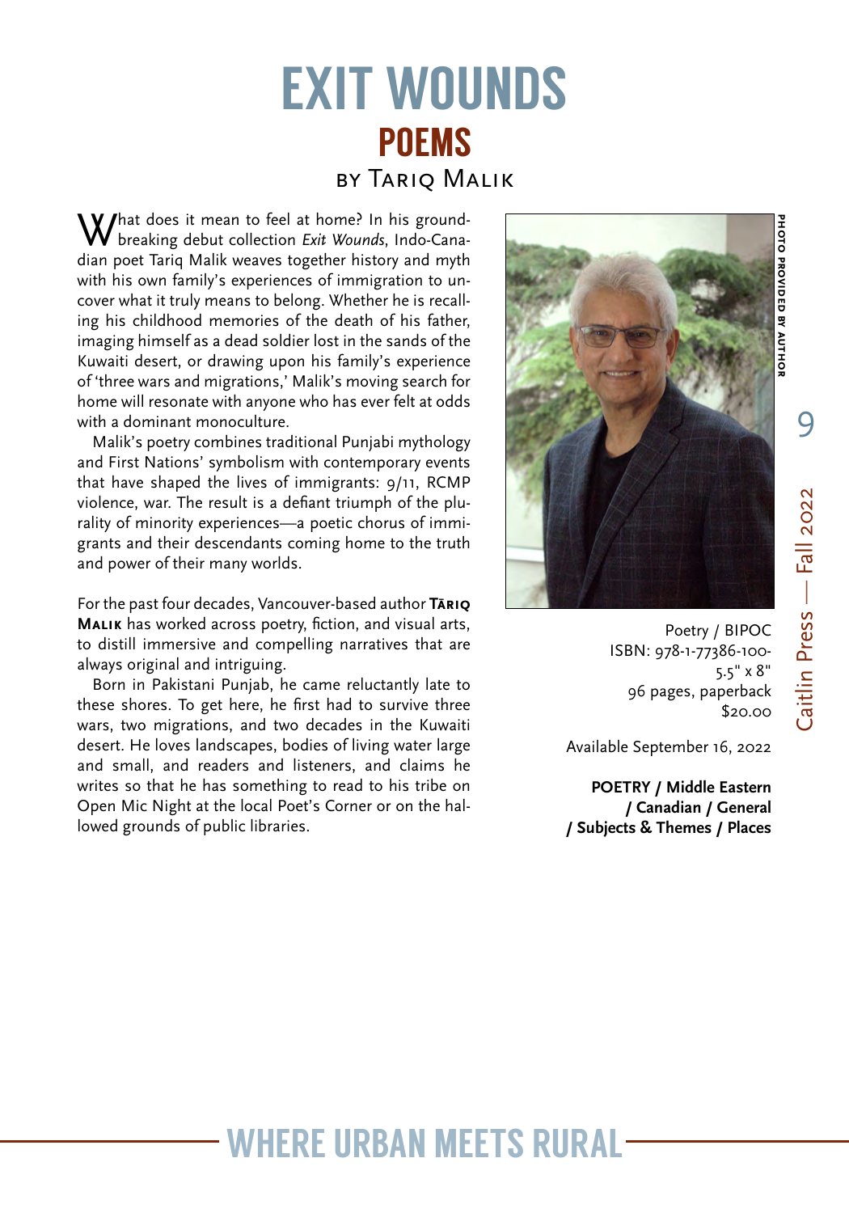# EXIT WOUNDS

## POEMS

### BY TARIQ MALIK

What does it mean to feel at home? In his groundbreaking debut collection *Exit Wounds*, Indo-Canadian poet Tariq Malik weaves together history and myth with his own family's experiences of immigration to uncover what it truly means to belong. Whether he is recalling his childhood memories of the death of his father, imaging himself as a dead soldier lost in the sands of the Kuwaiti desert, or drawing upon his family's experience of 'three wars and migrations,' Malik's moving search for home will resonate with anyone who has ever felt at odds with a dominant monoculture.

Malik's poetry combines traditional Punjabi mythology and First Nations' symbolism with contemporary events that have shaped the lives of immigrants: 9/11, RCMP violence, war. The result is a defiant triumph of the plurality of minority experiences—a poetic chorus of immigrants and their descendants coming home to the truth and power of their many worlds.

For the past four decades, Vancouver-based author **Tāriq Malik** has worked across poetry, fiction, and visual arts, to distill immersive and compelling narratives that are always original and intriguing.

Born in Pakistani Punjab, he came reluctantly late to these shores. To get here, he first had to survive three wars, two migrations, and two decades in the Kuwaiti desert. He loves landscapes, bodies of living water large and small, and readers and listeners, and claims he writes so that he has something to read to his tribe on Open Mic Night at the local Poet's Corner or on the hallowed grounds of public libraries.

PHOTO PROVIDED BY AUTHOR

Poetry / BIPOC
ISBN: 978-1-77386-100-
5.5" x 8"
96 pages, paperback
$20.00

Available September 16, 2022

**POETRY / Middle Eastern / Canadian / General / Subjects & Themes / Places**

WHERE URBAN MEETS RURAL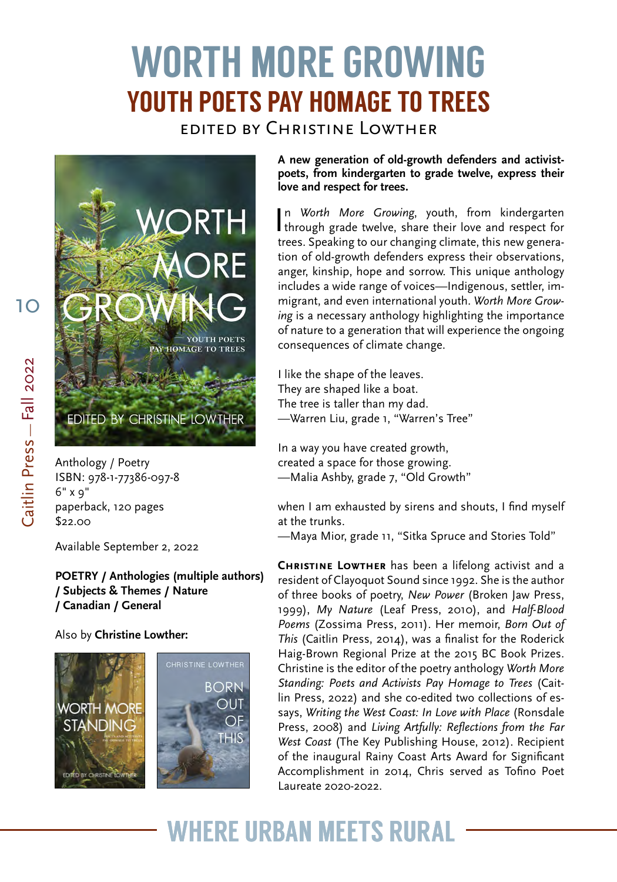# WORTH MORE GROWING

## YOUTH POETS PAY HOMAGE TO TREES

EDITED BY CHRISTINE LOWTHER

Anthology / Poetry
ISBN: 978-1-77386-097-8
6" x 9"
paperback, 120 pages
$22.00

Available September 2, 2022

**POETRY / Anthologies (multiple authors) / Subjects & Themes / Nature / Canadian / General**

Also by **Christine Lowther:**

**A new generation of old-growth defenders and activist-poets, from kindergarten to grade twelve, express their love and respect for trees.**

In *Worth More Growing*, youth, from kindergarten through grade twelve, share their love and respect for trees. Speaking to our changing climate, this new generation of old-growth defenders express their observations, anger, kinship, hope and sorrow. This unique anthology includes a wide range of voices—Indigenous, settler, immigrant, and even international youth. *Worth More Growing* is a necessary anthology highlighting the importance of nature to a generation that will experience the ongoing consequences of climate change.

I like the shape of the leaves.
They are shaped like a boat.
The tree is taller than my dad.
—Warren Liu, grade 1, "Warren's Tree"

In a way you have created growth,
created a space for those growing.
—Malia Ashby, grade 7, "Old Growth"

when I am exhausted by sirens and shouts, I find myself at the trunks.
—Maya Mior, grade 11, "Sitka Spruce and Stories Told"

**CHRISTINE LOWTHER** has been a lifelong activist and a resident of Clayoquot Sound since 1992. She is the author of three books of poetry, *New Power* (Broken Jaw Press, 1999), *My Nature* (Leaf Press, 2010), and *Half-Blood Poems* (Zossima Press, 2011). Her memoir, *Born Out of This* (Caitlin Press, 2014), was a finalist for the Roderick Haig-Brown Regional Prize at the 2015 BC Book Prizes. Christine is the editor of the poetry anthology *Worth More Standing: Poets and Activists Pay Homage to Trees* (Caitlin Press, 2022) and she co-edited two collections of essays, *Writing the West Coast: In Love with Place* (Ronsdale Press, 2008) and *Living Artfully: Reflections from the Far West Coast* (The Key Publishing House, 2012). Recipient of the inaugural Rainy Coast Arts Award for Significant Accomplishment in 2014, Chris served as Tofino Poet Laureate 2020-2022.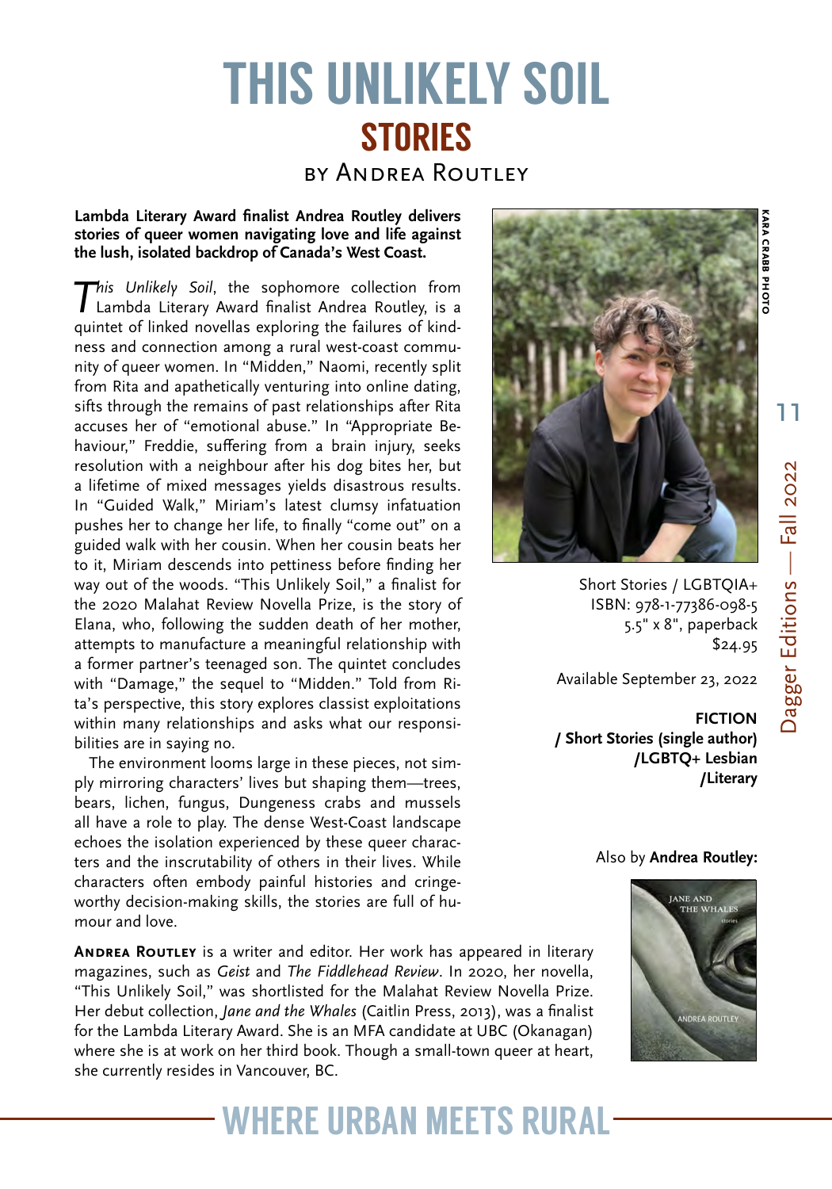# THIS UNLIKELY SOIL

## STORIES

### by Andrea Routley

**Lambda Literary Award finalist Andrea Routley delivers stories of queer women navigating love and life against the lush, isolated backdrop of Canada's West Coast.**

*This Unlikely Soil*, the sophomore collection from Lambda Literary Award finalist Andrea Routley, is a quintet of linked novellas exploring the failures of kindness and connection among a rural west-coast community of queer women. In "Midden," Naomi, recently split from Rita and apathetically venturing into online dating, sifts through the remains of past relationships after Rita accuses her of "emotional abuse." In "Appropriate Behaviour," Freddie, suffering from a brain injury, seeks resolution with a neighbour after his dog bites her, but a lifetime of mixed messages yields disastrous results. In "Guided Walk," Miriam's latest clumsy infatuation pushes her to change her life, to finally "come out" on a guided walk with her cousin. When her cousin beats her to it, Miriam descends into pettiness before finding her way out of the woods. "This Unlikely Soil," a finalist for the 2020 Malahat Review Novella Prize, is the story of Elana, who, following the sudden death of her mother, attempts to manufacture a meaningful relationship with a former partner's teenaged son. The quintet concludes with "Damage," the sequel to "Midden." Told from Rita's perspective, this story explores classist exploitations within many relationships and asks what our responsibilities are in saying no.

The environment looms large in these pieces, not simply mirroring characters' lives but shaping them—trees, bears, lichen, fungus, Dungeness crabs and mussels all have a role to play. The dense West-Coast landscape echoes the isolation experienced by these queer characters and the inscrutability of others in their lives. While characters often embody painful histories and cringe-worthy decision-making skills, the stories are full of humour and love.

KARA CRABB PHOTO

Short Stories / LGBTQIA+
ISBN: 978-1-77386-098-5
5.5" x 8", paperback
$24.95

Available September 23, 2022

**FICTION**
**/ Short Stories (single author)**
**/LGBTQ+ Lesbian**
**/Literary**

Also by **Andrea Routley:**

**Andrea Routley** is a writer and editor. Her work has appeared in literary magazines, such as *Geist* and *The Fiddlehead Review*. In 2020, her novella, "This Unlikely Soil," was shortlisted for the Malahat Review Novella Prize. Her debut collection, *Jane and the Whales* (Caitlin Press, 2013), was a finalist for the Lambda Literary Award. She is an MFA candidate at UBC (Okanagan) where she is at work on her third book. Though a small-town queer at heart, she currently resides in Vancouver, BC.

## WHERE URBAN MEETS RURAL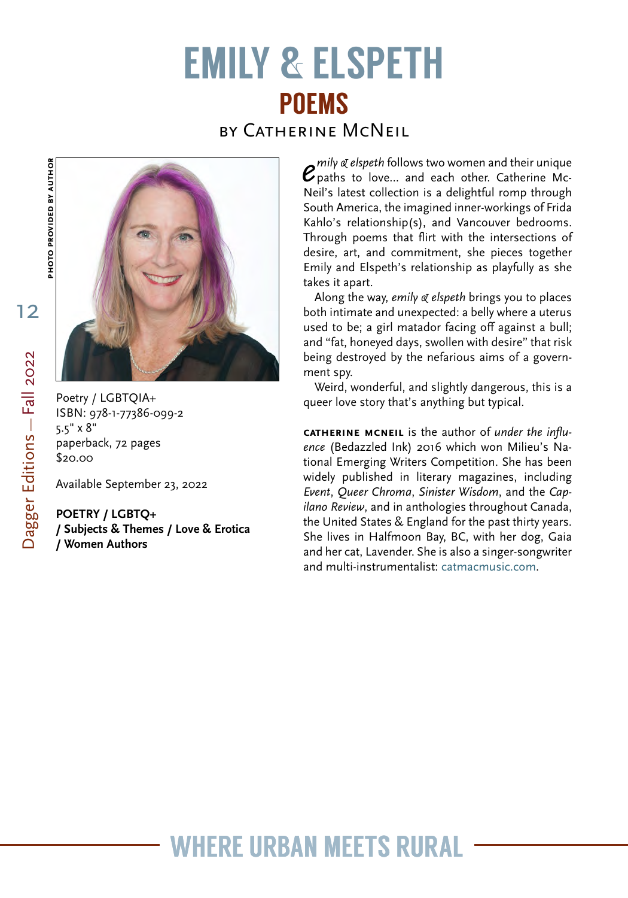# EMILY & ELSPETH

## POEMS

### BY CATHERINE MCNEIL

PHOTO PROVIDED BY AUTHOR

Poetry / LGBTQIA+
ISBN: 978-1-77386-099-2
5.5" x 8"
paperback, 72 pages
$20.00

Available September 23, 2022

**POETRY / LGBTQ+**
**/ Subjects & Themes / Love & Erotica**
**/ Women Authors**

*emily & elspeth* follows two women and their unique paths to love... and each other. Catherine McNeil's latest collection is a delightful romp through South America, the imagined inner-workings of Frida Kahlo's relationship(s), and Vancouver bedrooms. Through poems that flirt with the intersections of desire, art, and commitment, she pieces together Emily and Elspeth's relationship as playfully as she takes it apart.

Along the way, *emily & elspeth* brings you to places both intimate and unexpected: a belly where a uterus used to be; a girl matador facing off against a bull; and "fat, honeyed days, swollen with desire" that risk being destroyed by the nefarious aims of a government spy.

Weird, wonderful, and slightly dangerous, this is a queer love story that's anything but typical.

**CATHERINE MCNEIL** is the author of *under the influence* (Bedazzled Ink) 2016 which won Milieu's National Emerging Writers Competition. She has been widely published in literary magazines, including *Event*, *Queer Chroma*, *Sinister Wisdom*, and the *Capilano Review*, and in anthologies throughout Canada, the United States & England for the past thirty years. She lives in Halfmoon Bay, BC, with her dog, Gaia and her cat, Lavender. She is also a singer-songwriter and multi-instrumentalist: catmacmusic.com.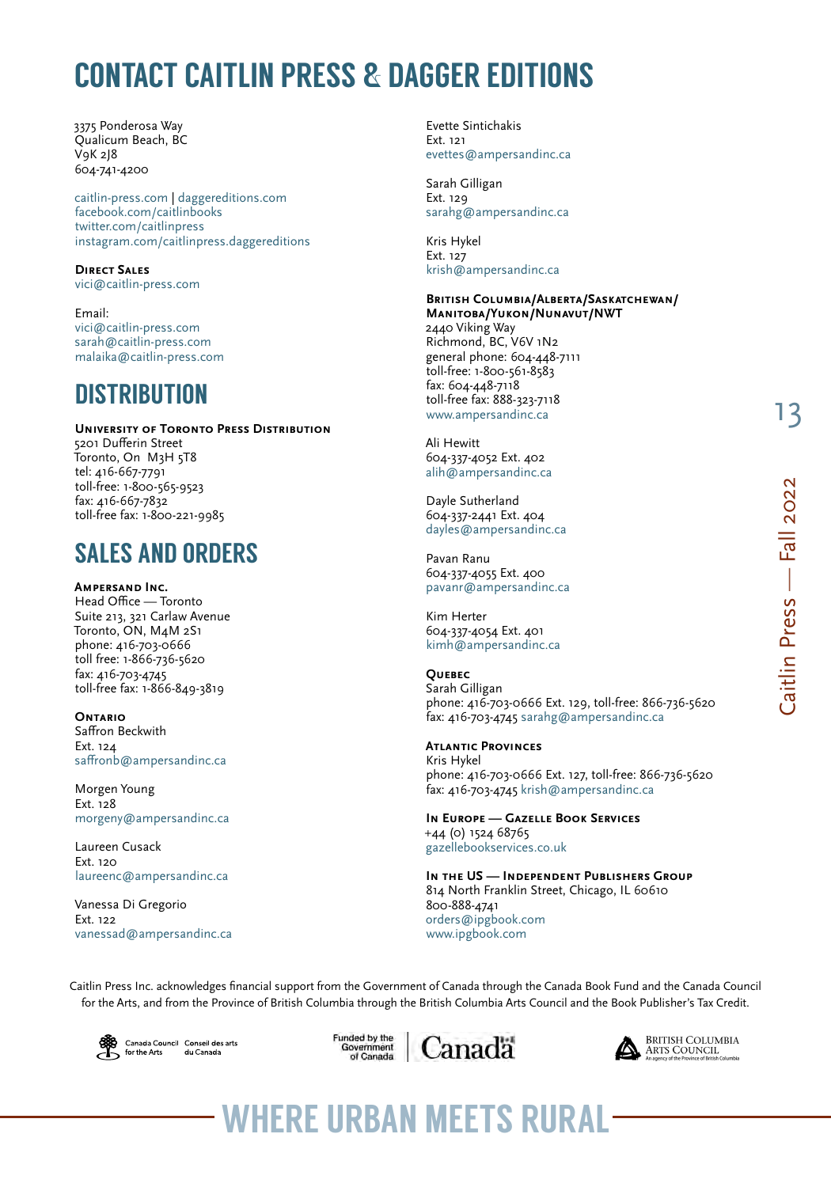# CONTACT CAITLIN PRESS & DAGGER EDITIONS

3375 Ponderosa Way
Qualicum Beach, BC
V9K 2J8
604-741-4200

caitlin-press.com | daggereditions.com
facebook.com/caitlinbooks
twitter.com/caitlinpress
instagram.com/caitlinpress.daggereditions

**Direct Sales**
vici@caitlin-press.com

Email:
vici@caitlin-press.com
sarah@caitlin-press.com
malaika@caitlin-press.com

## DISTRIBUTION

**University of Toronto Press Distribution**
5201 Dufferin Street
Toronto, On M3H 5T8
tel: 416-667-7791
toll-free: 1-800-565-9523
fax: 416-667-7832
toll-free fax: 1-800-221-9985

## SALES AND ORDERS

**Ampersand Inc.**
Head Office — Toronto
Suite 213, 321 Carlaw Avenue
Toronto, ON, M4M 2S1
phone: 416-703-0666
toll free: 1-866-736-5620
fax: 416-703-4745
toll-free fax: 1-866-849-3819

**Ontario**
Saffron Beckwith
Ext. 124
saffronb@ampersandinc.ca

Morgen Young
Ext. 128
morgeny@ampersandinc.ca

Laureen Cusack
Ext. 120
laureenc@ampersandinc.ca

Vanessa Di Gregorio
Ext. 122
vanessad@ampersandinc.ca

Evette Sintichakis
Ext. 121
evettes@ampersandinc.ca

Sarah Gilligan
Ext. 129
sarahg@ampersandinc.ca

Kris Hykel
Ext. 127
krish@ampersandinc.ca

**British Columbia/Alberta/Saskatchewan/ Manitoba/Yukon/Nunavut/NWT**
2440 Viking Way
Richmond, BC, V6V 1N2
general phone: 604-448-7111
toll-free: 1-800-561-8583
fax: 604-448-7118
toll-free fax: 888-323-7118
www.ampersandinc.ca

Ali Hewitt
604-337-4052 Ext. 402
alih@ampersandinc.ca

Dayle Sutherland
604-337-2441 Ext. 404
dayles@ampersandinc.ca

Pavan Ranu
604-337-4055 Ext. 400
pavanr@ampersandinc.ca

Kim Herter
604-337-4054 Ext. 401
kimh@ampersandinc.ca

**Quebec**
Sarah Gilligan
phone: 416-703-0666 Ext. 129, toll-free: 866-736-5620
fax: 416-703-4745 sarahg@ampersandinc.ca

**Atlantic Provinces**
Kris Hykel
phone: 416-703-0666 Ext. 127, toll-free: 866-736-5620
fax: 416-703-4745 krish@ampersandinc.ca

**In Europe — Gazelle Book Services**
+44 (0) 1524 68765
gazellebookservices.co.uk

**In the US — Independent Publishers Group**
814 North Franklin Street, Chicago, IL 60610
800-888-4741
orders@ipgbook.com
www.ipgbook.com

Caitlin Press Inc. acknowledges financial support from the Government of Canada through the Canada Book Fund and the Canada Council for the Arts, and from the Province of British Columbia through the British Columbia Arts Council and the Book Publisher's Tax Credit.

Canada Council for the Arts | Conseil des arts du Canada

Funded by the Government of Canada | Canada

British Columbia Arts Council — An agency of the Province of British Columbia

WHERE URBAN MEETS RURAL